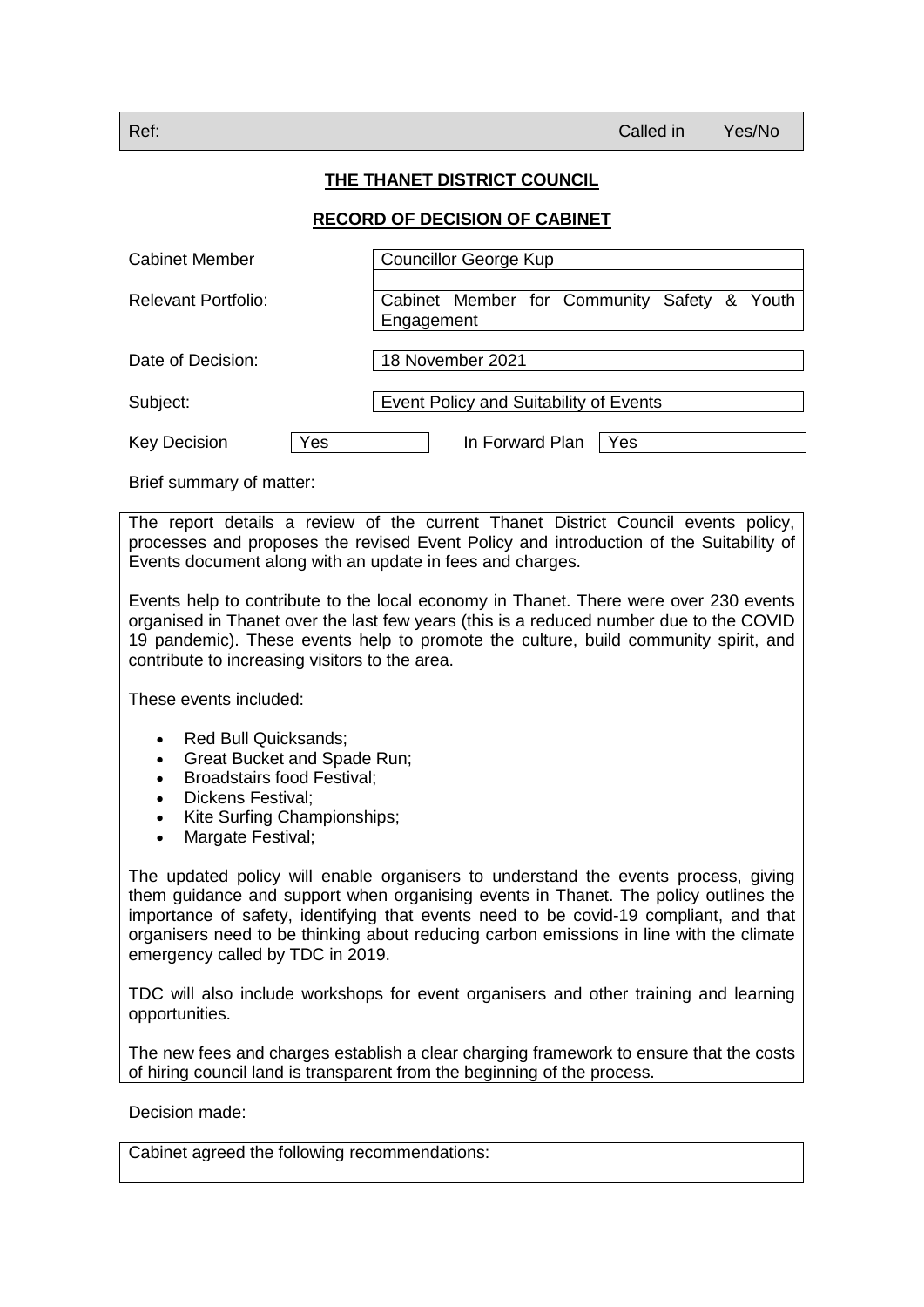| Ref: | Called in | Yes/No |
|---|---|---|

**THE THANET DISTRICT COUNCIL**

**RECORD OF DECISION OF CABINET**

| | |
|---|---|
| Cabinet Member | Councillor George Kup |
| Relevant Portfolio: | Cabinet Member for Community Safety & Youth Engagement |
| Date of Decision: | 18 November 2021 |
| Subject: | Event Policy and Suitability of Events |

| Key Decision | Yes | In Forward Plan | Yes |
|---|---|---|---|

Brief summary of matter:

The report details a review of the current Thanet District Council events policy, processes and proposes the revised Event Policy and introduction of the Suitability of Events document along with an update in fees and charges.

Events help to contribute to the local economy in Thanet. There were over 230 events organised in Thanet over the last few years (this is a reduced number due to the COVID 19 pandemic). These events help to promote the culture, build community spirit, and contribute to increasing visitors to the area.

These events included:

- Red Bull Quicksands;
- Great Bucket and Spade Run;
- Broadstairs food Festival;
- Dickens Festival;
- Kite Surfing Championships;
- Margate Festival;

The updated policy will enable organisers to understand the events process, giving them guidance and support when organising events in Thanet. The policy outlines the importance of safety, identifying that events need to be covid-19 compliant, and that organisers need to be thinking about reducing carbon emissions in line with the climate emergency called by TDC in 2019.

TDC will also include workshops for event organisers and other training and learning opportunities.

The new fees and charges establish a clear charging framework to ensure that the costs of hiring council land is transparent from the beginning of the process.

Decision made:

Cabinet agreed the following recommendations: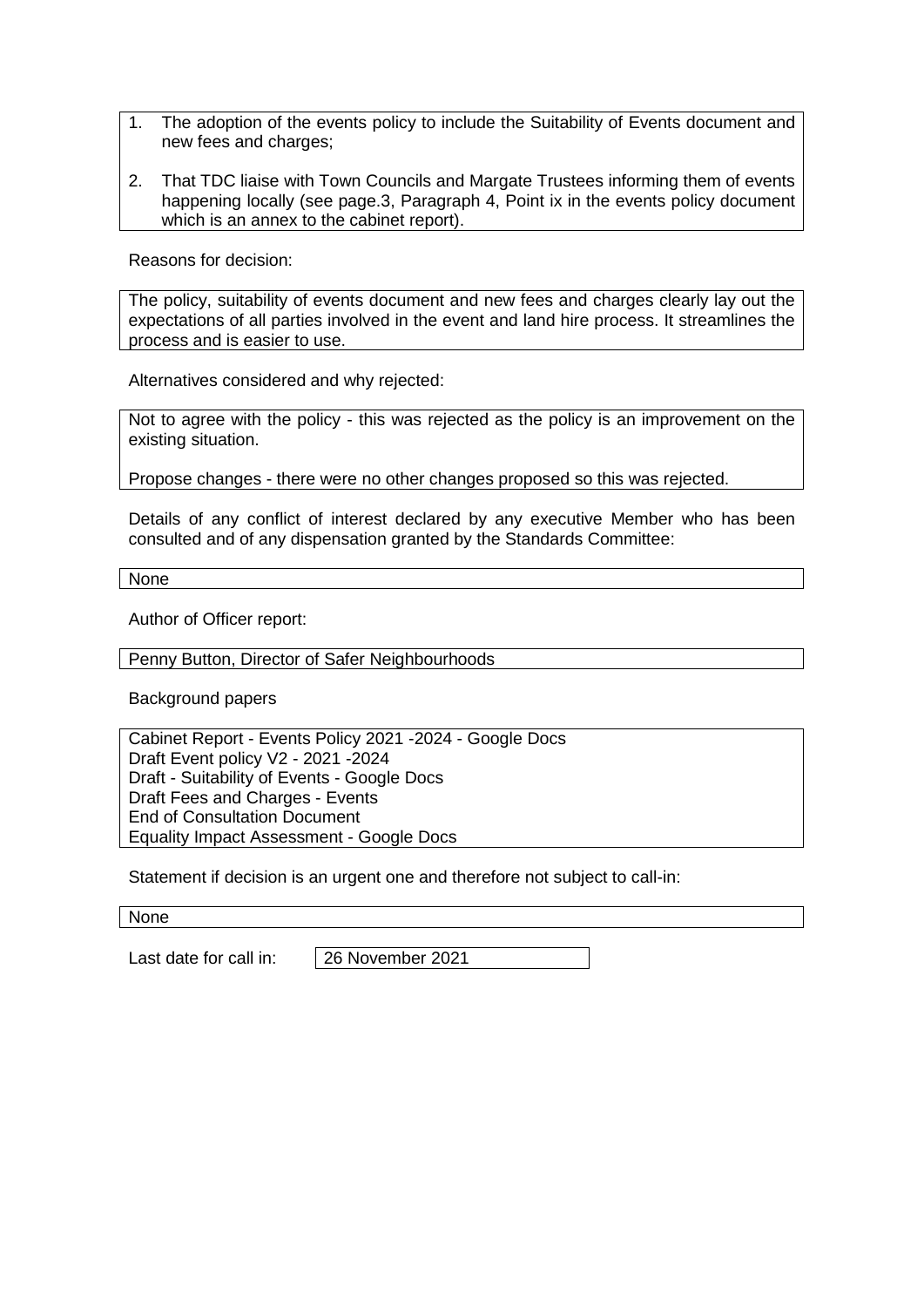1. The adoption of the events policy to include the Suitability of Events document and new fees and charges;
2. That TDC liaise with Town Councils and Margate Trustees informing them of events happening locally (see page.3, Paragraph 4, Point ix in the events policy document which is an annex to the cabinet report).

Reasons for decision:

The policy, suitability of events document and new fees and charges clearly lay out the expectations of all parties involved in the event and land hire process. It streamlines the process and is easier to use.

Alternatives considered and why rejected:

Not to agree with the policy - this was rejected as the policy is an improvement on the existing situation.

Propose changes - there were no other changes proposed so this was rejected.

Details of any conflict of interest declared by any executive Member who has been consulted and of any dispensation granted by the Standards Committee:

None

Author of Officer report:

Penny Button, Director of Safer Neighbourhoods

Background papers

Cabinet Report - Events Policy 2021 -2024 - Google Docs
Draft Event policy V2 - 2021 -2024
Draft - Suitability of Events - Google Docs
Draft Fees and Charges - Events
End of Consultation Document
Equality Impact Assessment - Google Docs

Statement if decision is an urgent one and therefore not subject to call-in:

None

Last date for call in: 26 November 2021